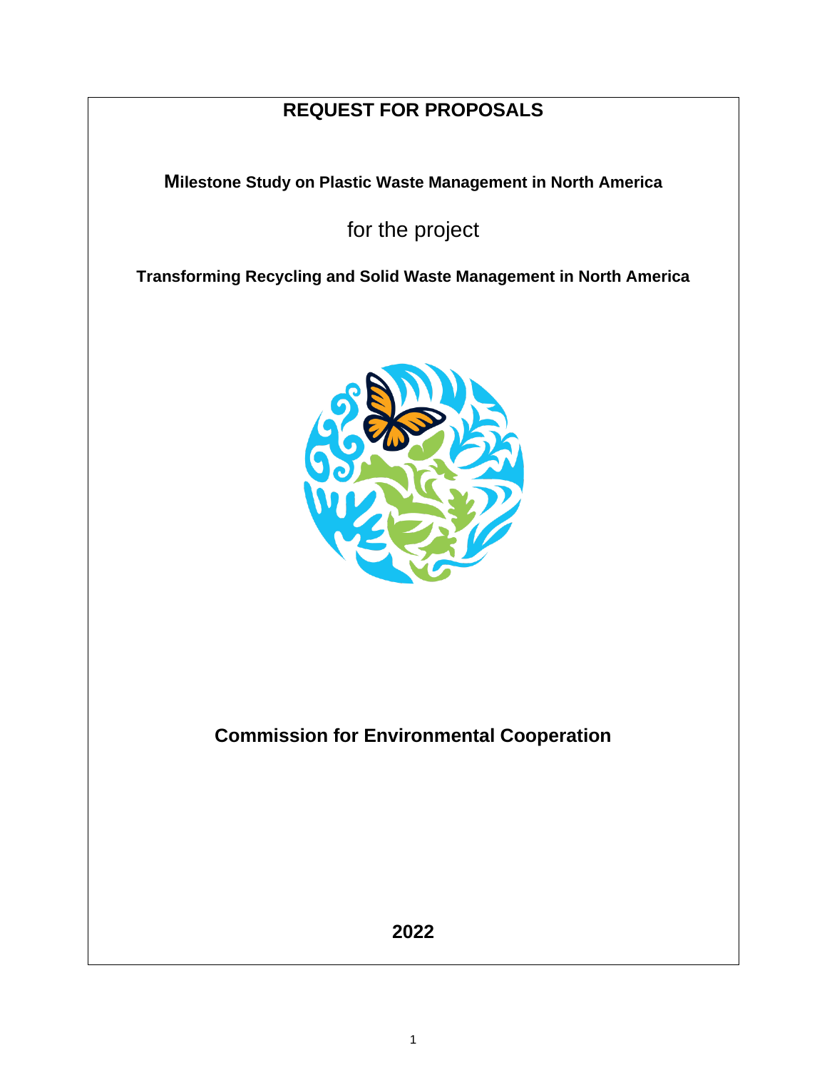# REQUEST FOR PROPOSALS

**Milestone Study on Plastic Waste Management in North America**

for the project

**Transforming Recycling and Solid Waste Management in North America**

**Commission for Environmental Cooperation**

**2022**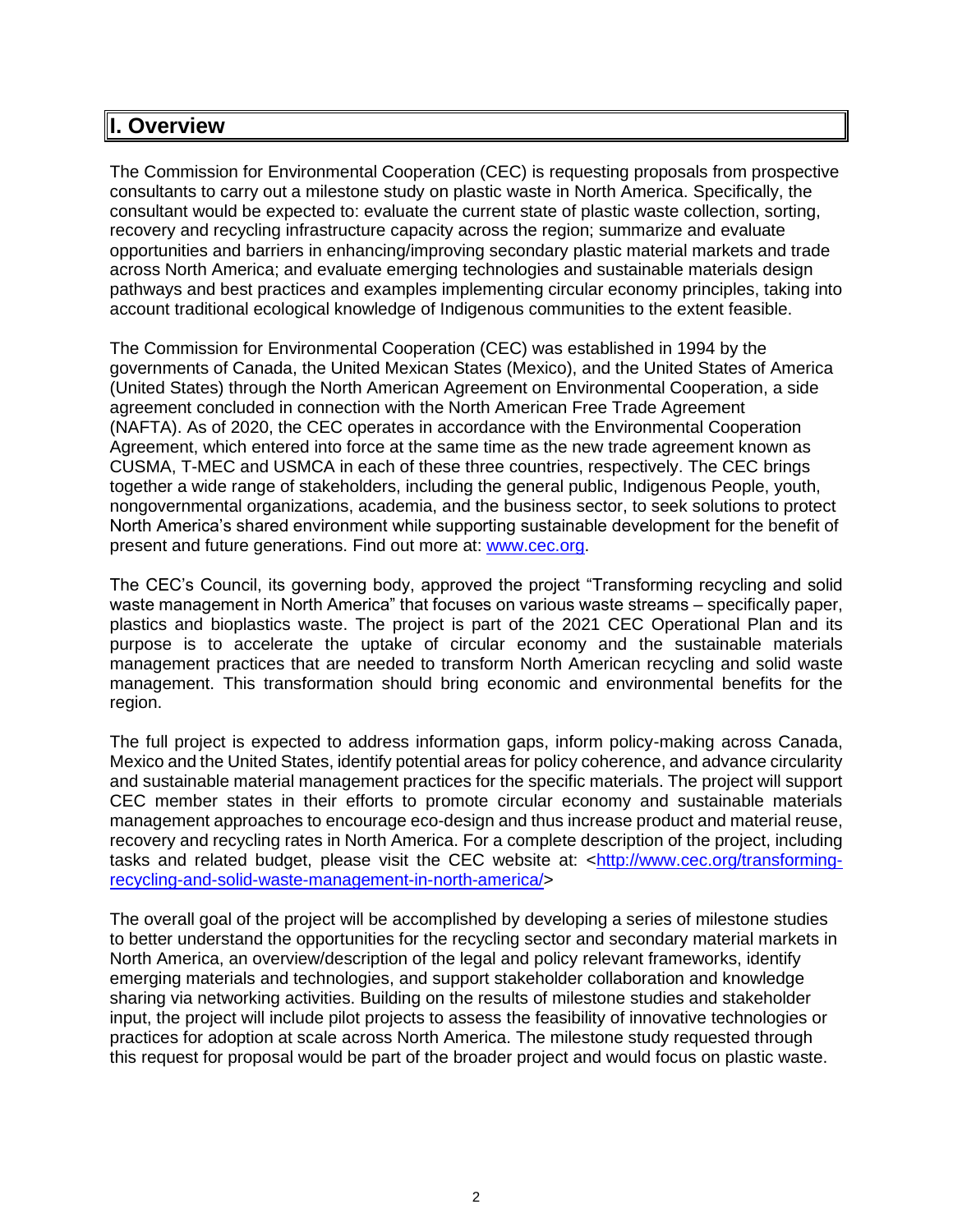## I. Overview

The Commission for Environmental Cooperation (CEC) is requesting proposals from prospective consultants to carry out a milestone study on plastic waste in North America. Specifically, the consultant would be expected to: evaluate the current state of plastic waste collection, sorting, recovery and recycling infrastructure capacity across the region; summarize and evaluate opportunities and barriers in enhancing/improving secondary plastic material markets and trade across North America; and evaluate emerging technologies and sustainable materials design pathways and best practices and examples implementing circular economy principles, taking into account traditional ecological knowledge of Indigenous communities to the extent feasible.

The Commission for Environmental Cooperation (CEC) was established in 1994 by the governments of Canada, the United Mexican States (Mexico), and the United States of America (United States) through the North American Agreement on Environmental Cooperation, a side agreement concluded in connection with the North American Free Trade Agreement (NAFTA). As of 2020, the CEC operates in accordance with the Environmental Cooperation Agreement, which entered into force at the same time as the new trade agreement known as CUSMA, T-MEC and USMCA in each of these three countries, respectively. The CEC brings together a wide range of stakeholders, including the general public, Indigenous People, youth, nongovernmental organizations, academia, and the business sector, to seek solutions to protect North America's shared environment while supporting sustainable development for the benefit of present and future generations. Find out more at: [www.cec.org](http://www.cec.org).

The CEC's Council, its governing body, approved the project "Transforming recycling and solid waste management in North America" that focuses on various waste streams – specifically paper, plastics and bioplastics waste. The project is part of the 2021 CEC Operational Plan and its purpose is to accelerate the uptake of circular economy and the sustainable materials management practices that are needed to transform North American recycling and solid waste management. This transformation should bring economic and environmental benefits for the region.

The full project is expected to address information gaps, inform policy-making across Canada, Mexico and the United States, identify potential areas for policy coherence, and advance circularity and sustainable material management practices for the specific materials. The project will support CEC member states in their efforts to promote circular economy and sustainable materials management approaches to encourage eco-design and thus increase product and material reuse, recovery and recycling rates in North America. For a complete description of the project, including tasks and related budget, please visit the CEC website at: <[http://www.cec.org/transforming-recycling-and-solid-waste-management-in-north-america/](http://www.cec.org/transforming-recycling-and-solid-waste-management-in-north-america/)>

The overall goal of the project will be accomplished by developing a series of milestone studies to better understand the opportunities for the recycling sector and secondary material markets in North America, an overview/description of the legal and policy relevant frameworks, identify emerging materials and technologies, and support stakeholder collaboration and knowledge sharing via networking activities. Building on the results of milestone studies and stakeholder input, the project will include pilot projects to assess the feasibility of innovative technologies or practices for adoption at scale across North America. The milestone study requested through this request for proposal would be part of the broader project and would focus on plastic waste.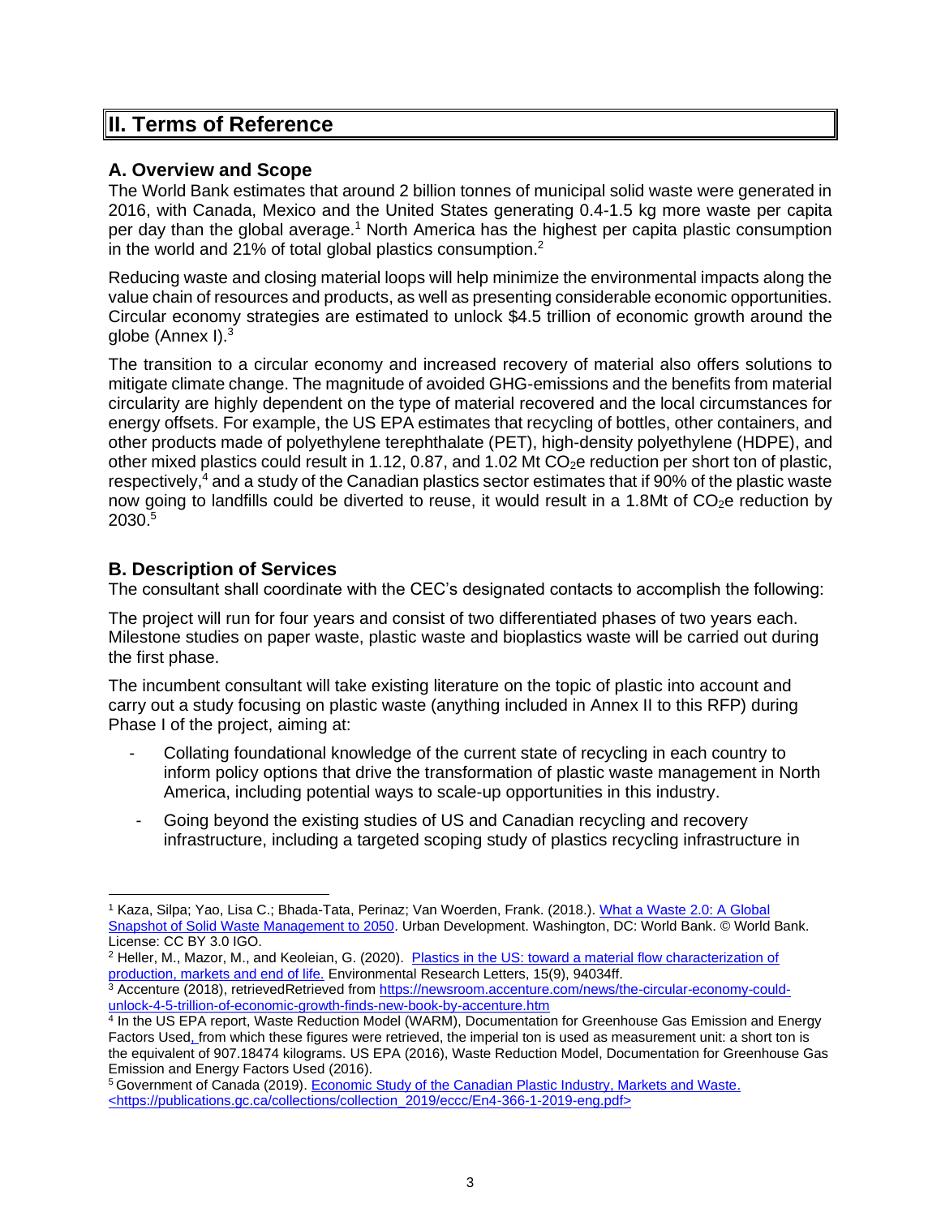## II. Terms of Reference

### A. Overview and Scope

The World Bank estimates that around 2 billion tonnes of municipal solid waste were generated in 2016, with Canada, Mexico and the United States generating 0.4-1.5 kg more waste per capita per day than the global average.[1] North America has the highest per capita plastic consumption in the world and 21% of total global plastics consumption.[2]

Reducing waste and closing material loops will help minimize the environmental impacts along the value chain of resources and products, as well as presenting considerable economic opportunities. Circular economy strategies are estimated to unlock $4.5 trillion of economic growth around the globe (Annex I).[3]

The transition to a circular economy and increased recovery of material also offers solutions to mitigate climate change. The magnitude of avoided GHG-emissions and the benefits from material circularity are highly dependent on the type of material recovered and the local circumstances for energy offsets. For example, the US EPA estimates that recycling of bottles, other containers, and other products made of polyethylene terephthalate (PET), high-density polyethylene (HDPE), and other mixed plastics could result in 1.12, 0.87, and 1.02 Mt $CO_2e$ reduction per short ton of plastic, respectively,[4] and a study of the Canadian plastics sector estimates that if 90% of the plastic waste now going to landfills could be diverted to reuse, it would result in a 1.8Mt of $CO_2e$ reduction by 2030.[5]

### B. Description of Services

The consultant shall coordinate with the CEC's designated contacts to accomplish the following:

The project will run for four years and consist of two differentiated phases of two years each. Milestone studies on paper waste, plastic waste and bioplastics waste will be carried out during the first phase.

The incumbent consultant will take existing literature on the topic of plastic into account and carry out a study focusing on plastic waste (anything included in Annex II to this RFP) during Phase I of the project, aiming at:

- Collating foundational knowledge of the current state of recycling in each country to inform policy options that drive the transformation of plastic waste management in North America, including potential ways to scale-up opportunities in this industry.
- Going beyond the existing studies of US and Canadian recycling and recovery infrastructure, including a targeted scoping study of plastics recycling infrastructure in

---

[1] Kaza, Silpa; Yao, Lisa C.; Bhada-Tata, Perinaz; Van Woerden, Frank. (2018.). What a Waste 2.0: A Global Snapshot of Solid Waste Management to 2050. Urban Development. Washington, DC: World Bank. © World Bank. License: CC BY 3.0 IGO.

[2] Heller, M., Mazor, M., and Keoleian, G. (2020). Plastics in the US: toward a material flow characterization of production, markets and end of life. Environmental Research Letters, 15(9), 94034ff.

[3] Accenture (2018), retrievedRetrieved from https://newsroom.accenture.com/news/the-circular-economy-could-unlock-4-5-trillion-of-economic-growth-finds-new-book-by-accenture.htm

[4] In the US EPA report, Waste Reduction Model (WARM), Documentation for Greenhouse Gas Emission and Energy Factors Used, from which these figures were retrieved, the imperial ton is used as measurement unit: a short ton is the equivalent of 907.18474 kilograms. US EPA (2016), Waste Reduction Model, Documentation for Greenhouse Gas Emission and Energy Factors Used (2016).

[5] Government of Canada (2019). Economic Study of the Canadian Plastic Industry, Markets and Waste. <https://publications.gc.ca/collections/collection_2019/eccc/En4-366-1-2019-eng.pdf>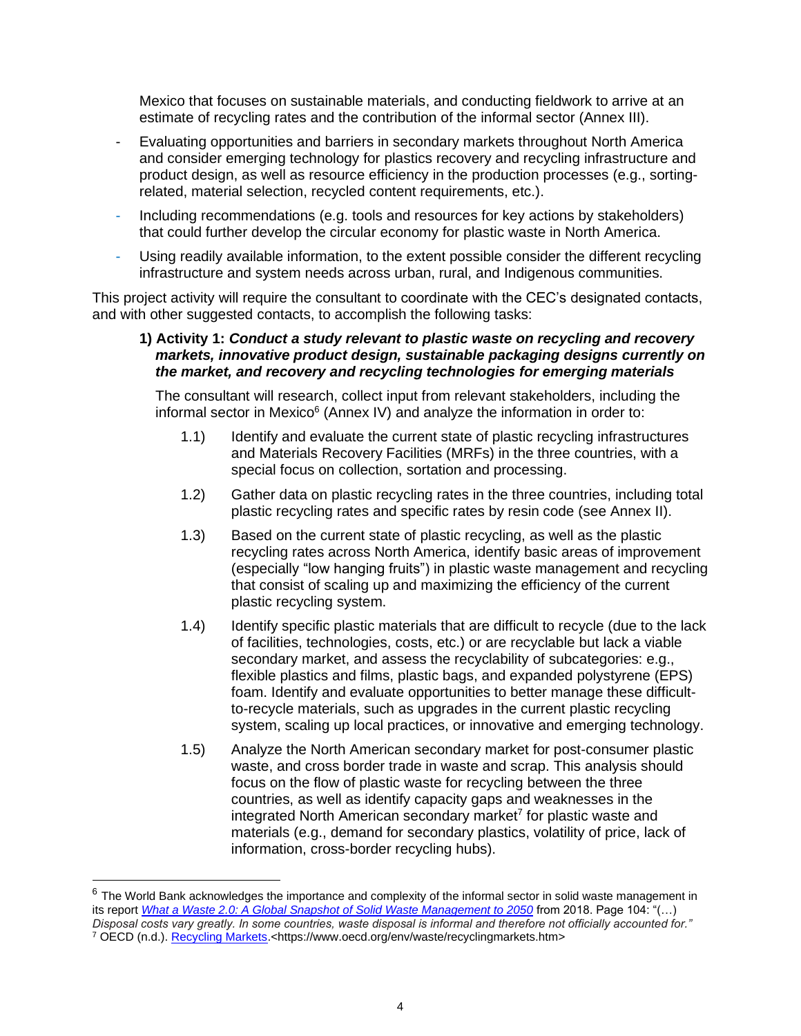Mexico that focuses on sustainable materials, and conducting fieldwork to arrive at an estimate of recycling rates and the contribution of the informal sector (Annex III).

- Evaluating opportunities and barriers in secondary markets throughout North America and consider emerging technology for plastics recovery and recycling infrastructure and product design, as well as resource efficiency in the production processes (e.g., sorting-related, material selection, recycled content requirements, etc.).
- Including recommendations (e.g. tools and resources for key actions by stakeholders) that could further develop the circular economy for plastic waste in North America.
- Using readily available information, to the extent possible consider the different recycling infrastructure and system needs across urban, rural, and Indigenous communities.

This project activity will require the consultant to coordinate with the CEC's designated contacts, and with other suggested contacts, to accomplish the following tasks:

**1) Activity 1:** ***Conduct a study relevant to plastic waste on recycling and recovery markets, innovative product design, sustainable packaging designs currently on the market, and recovery and recycling technologies for emerging materials***

The consultant will research, collect input from relevant stakeholders, including the informal sector in Mexico[6] (Annex IV) and analyze the information in order to:

1.1) Identify and evaluate the current state of plastic recycling infrastructures and Materials Recovery Facilities (MRFs) in the three countries, with a special focus on collection, sortation and processing.

1.2) Gather data on plastic recycling rates in the three countries, including total plastic recycling rates and specific rates by resin code (see Annex II).

1.3) Based on the current state of plastic recycling, as well as the plastic recycling rates across North America, identify basic areas of improvement (especially "low hanging fruits") in plastic waste management and recycling that consist of scaling up and maximizing the efficiency of the current plastic recycling system.

1.4) Identify specific plastic materials that are difficult to recycle (due to the lack of facilities, technologies, costs, etc.) or are recyclable but lack a viable secondary market, and assess the recyclability of subcategories: e.g., flexible plastics and films, plastic bags, and expanded polystyrene (EPS) foam. Identify and evaluate opportunities to better manage these difficult-to-recycle materials, such as upgrades in the current plastic recycling system, scaling up local practices, or innovative and emerging technology.

1.5) Analyze the North American secondary market for post-consumer plastic waste, and cross border trade in waste and scrap. This analysis should focus on the flow of plastic waste for recycling between the three countries, as well as identify capacity gaps and weaknesses in the integrated North American secondary market[7] for plastic waste and materials (e.g., demand for secondary plastics, volatility of price, lack of information, cross-border recycling hubs).

---

[6] The World Bank acknowledges the importance and complexity of the informal sector in solid waste management in its report *What a Waste 2.0: A Global Snapshot of Solid Waste Management to 2050* from 2018. Page 104: "(…) *Disposal costs vary greatly. In some countries, waste disposal is informal and therefore not officially accounted for."*

[7] OECD (n.d.). Recycling Markets.<https://www.oecd.org/env/waste/recyclingmarkets.htm>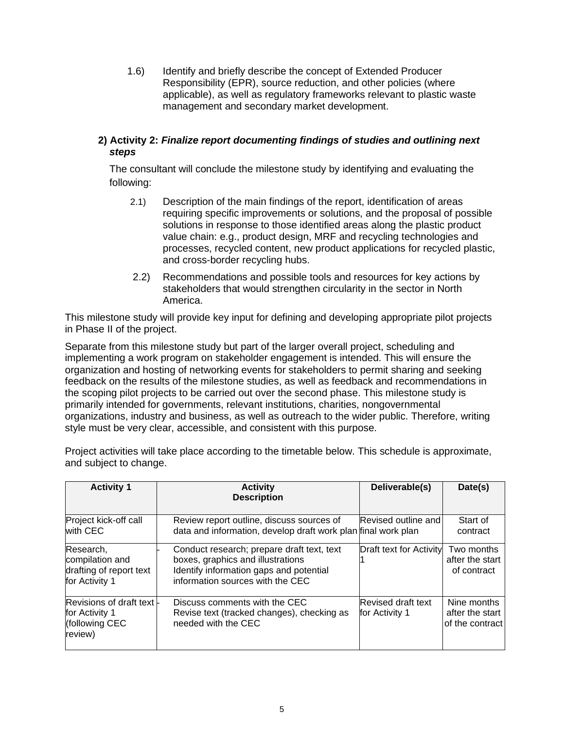1.6) Identify and briefly describe the concept of Extended Producer Responsibility (EPR), source reduction, and other policies (where applicable), as well as regulatory frameworks relevant to plastic waste management and secondary market development.

**2) Activity 2: *Finalize report documenting findings of studies and outlining next steps***

The consultant will conclude the milestone study by identifying and evaluating the following:

2.1) Description of the main findings of the report, identification of areas requiring specific improvements or solutions, and the proposal of possible solutions in response to those identified areas along the plastic product value chain: e.g., product design, MRF and recycling technologies and processes, recycled content, new product applications for recycled plastic, and cross-border recycling hubs.

2.2) Recommendations and possible tools and resources for key actions by stakeholders that would strengthen circularity in the sector in North America.

This milestone study will provide key input for defining and developing appropriate pilot projects in Phase II of the project.

Separate from this milestone study but part of the larger overall project, scheduling and implementing a work program on stakeholder engagement is intended. This will ensure the organization and hosting of networking events for stakeholders to permit sharing and seeking feedback on the results of the milestone studies, as well as feedback and recommendations in the scoping pilot projects to be carried out over the second phase. This milestone study is primarily intended for governments, relevant institutions, charities, nongovernmental organizations, industry and business, as well as outreach to the wider public. Therefore, writing style must be very clear, accessible, and consistent with this purpose.

Project activities will take place according to the timetable below. This schedule is approximate, and subject to change.

| Activity 1 | Activity Description | Deliverable(s) | Date(s) |
|---|---|---|---|
| Project kick-off call with CEC | Review report outline, discuss sources of data and information, develop draft work plan | Revised outline and final work plan | Start of contract |
| Research, compilation and drafting of report text for Activity 1 | - Conduct research; prepare draft text, text boxes, graphics and illustrations<br>Identify information gaps and potential information sources with the CEC | Draft text for Activity 1 | Two months after the start of contract |
| Revisions of draft text for Activity 1 (following CEC review) | - Discuss comments with the CEC<br>Revise text (tracked changes), checking as needed with the CEC | Revised draft text for Activity 1 | Nine months after the start of the contract |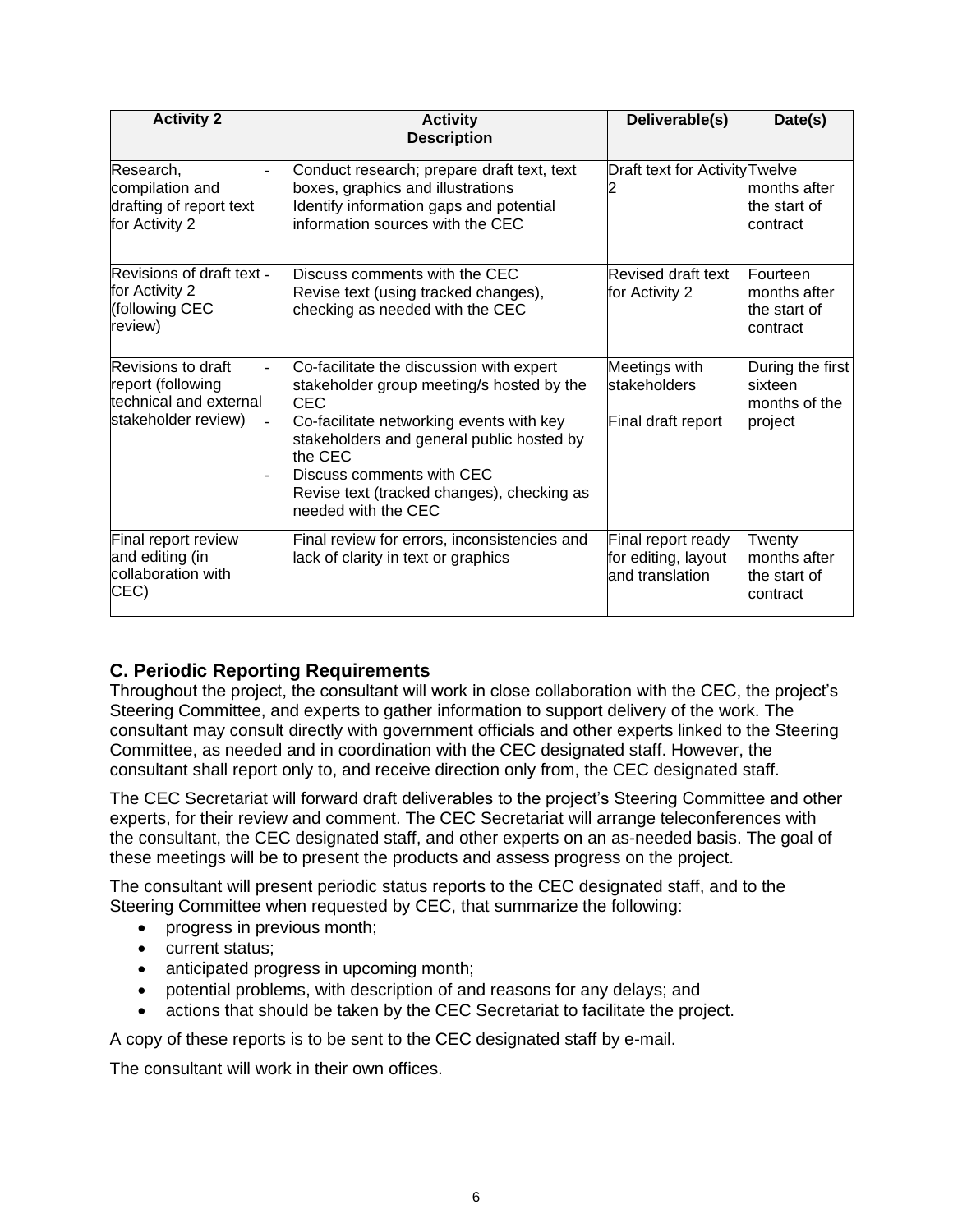| Activity 2 | Activity Description | Deliverable(s) | Date(s) |
|---|---|---|---|
| Research, compilation and drafting of report text for Activity 2 | - Conduct research; prepare draft text, text boxes, graphics and illustrations<br>- Identify information gaps and potential information sources with the CEC | Draft text for Activity 2 | Twelve months after the start of contract |
| Revisions of draft text for Activity 2 (following CEC review) | - Discuss comments with the CEC<br>- Revise text (using tracked changes), checking as needed with the CEC | Revised draft text for Activity 2 | Fourteen months after the start of contract |
| Revisions to draft report (following technical and external stakeholder review) | - Co-facilitate the discussion with expert stakeholder group meeting/s hosted by the CEC<br>- Co-facilitate networking events with key stakeholders and general public hosted by the CEC<br>- Discuss comments with CEC<br>- Revise text (tracked changes), checking as needed with the CEC | Meetings with stakeholders<br><br>Final draft report | During the first sixteen months of the project |
| Final report review and editing (in collaboration with CEC) | Final review for errors, inconsistencies and lack of clarity in text or graphics | Final report ready for editing, layout and translation | Twenty months after the start of contract |

## C. Periodic Reporting Requirements

Throughout the project, the consultant will work in close collaboration with the CEC, the project's Steering Committee, and experts to gather information to support delivery of the work. The consultant may consult directly with government officials and other experts linked to the Steering Committee, as needed and in coordination with the CEC designated staff. However, the consultant shall report only to, and receive direction only from, the CEC designated staff.

The CEC Secretariat will forward draft deliverables to the project's Steering Committee and other experts, for their review and comment. The CEC Secretariat will arrange teleconferences with the consultant, the CEC designated staff, and other experts on an as-needed basis. The goal of these meetings will be to present the products and assess progress on the project.

The consultant will present periodic status reports to the CEC designated staff, and to the Steering Committee when requested by CEC, that summarize the following:

- progress in previous month;
- current status;
- anticipated progress in upcoming month;
- potential problems, with description of and reasons for any delays; and
- actions that should be taken by the CEC Secretariat to facilitate the project.

A copy of these reports is to be sent to the CEC designated staff by e-mail.

The consultant will work in their own offices.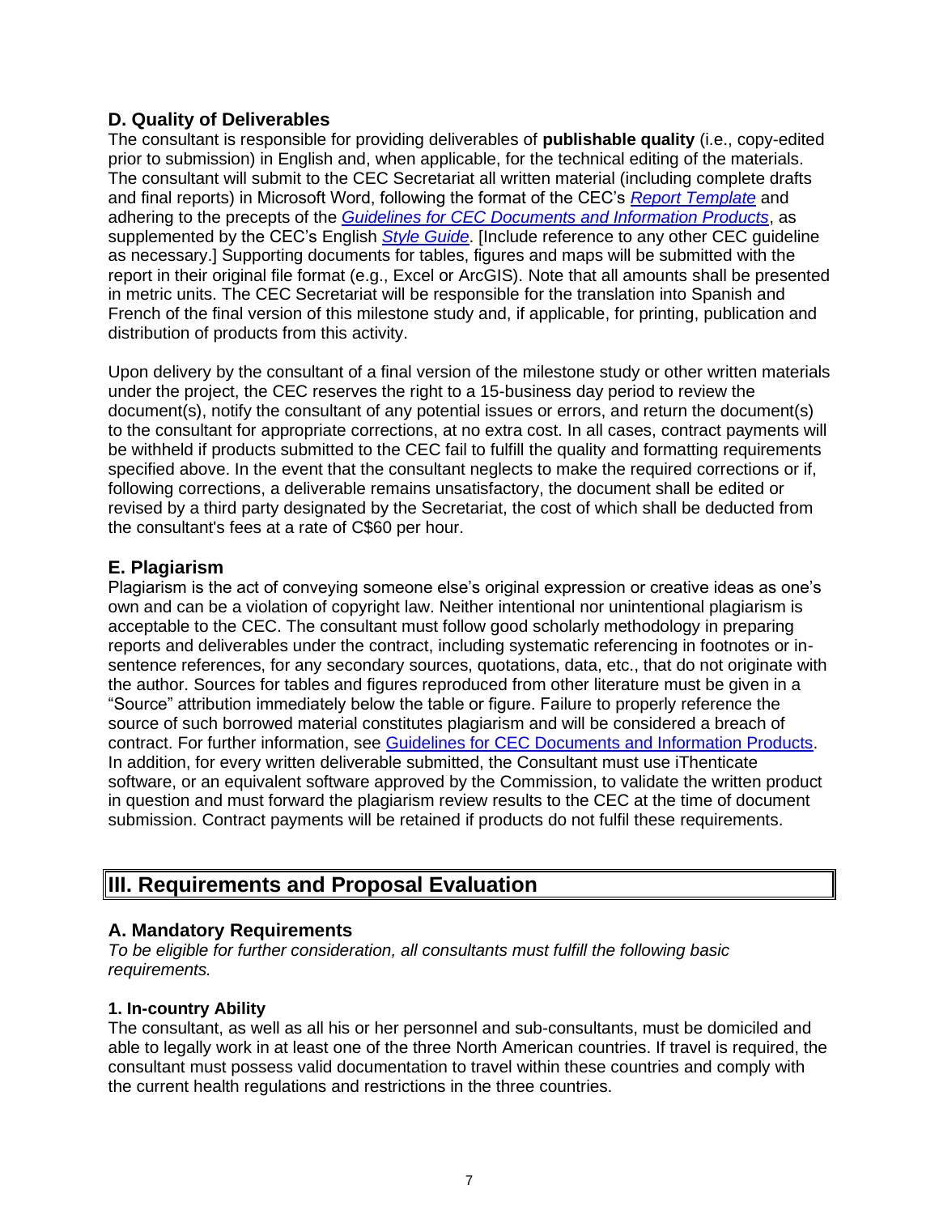### D. Quality of Deliverables

The consultant is responsible for providing deliverables of **publishable quality** (i.e., copy-edited prior to submission) in English and, when applicable, for the technical editing of the materials. The consultant will submit to the CEC Secretariat all written material (including complete drafts and final reports) in Microsoft Word, following the format of the CEC's *Report Template* and adhering to the precepts of the *Guidelines for CEC Documents and Information Products*, as supplemented by the CEC's English *Style Guide*. [Include reference to any other CEC guideline as necessary.] Supporting documents for tables, figures and maps will be submitted with the report in their original file format (e.g., Excel or ArcGIS). Note that all amounts shall be presented in metric units. The CEC Secretariat will be responsible for the translation into Spanish and French of the final version of this milestone study and, if applicable, for printing, publication and distribution of products from this activity.

Upon delivery by the consultant of a final version of the milestone study or other written materials under the project, the CEC reserves the right to a 15-business day period to review the document(s), notify the consultant of any potential issues or errors, and return the document(s) to the consultant for appropriate corrections, at no extra cost. In all cases, contract payments will be withheld if products submitted to the CEC fail to fulfill the quality and formatting requirements specified above. In the event that the consultant neglects to make the required corrections or if, following corrections, a deliverable remains unsatisfactory, the document shall be edited or revised by a third party designated by the Secretariat, the cost of which shall be deducted from the consultant's fees at a rate of C$60 per hour.

### E. Plagiarism

Plagiarism is the act of conveying someone else's original expression or creative ideas as one's own and can be a violation of copyright law. Neither intentional nor unintentional plagiarism is acceptable to the CEC. The consultant must follow good scholarly methodology in preparing reports and deliverables under the contract, including systematic referencing in footnotes or in-sentence references, for any secondary sources, quotations, data, etc., that do not originate with the author. Sources for tables and figures reproduced from other literature must be given in a "Source" attribution immediately below the table or figure. Failure to properly reference the source of such borrowed material constitutes plagiarism and will be considered a breach of contract. For further information, see Guidelines for CEC Documents and Information Products. In addition, for every written deliverable submitted, the Consultant must use iThenticate software, or an equivalent software approved by the Commission, to validate the written product in question and must forward the plagiarism review results to the CEC at the time of document submission. Contract payments will be retained if products do not fulfil these requirements.

## III. Requirements and Proposal Evaluation

### A. Mandatory Requirements

*To be eligible for further consideration, all consultants must fulfill the following basic requirements.*

#### 1. In-country Ability

The consultant, as well as all his or her personnel and sub-consultants, must be domiciled and able to legally work in at least one of the three North American countries. If travel is required, the consultant must possess valid documentation to travel within these countries and comply with the current health regulations and restrictions in the three countries.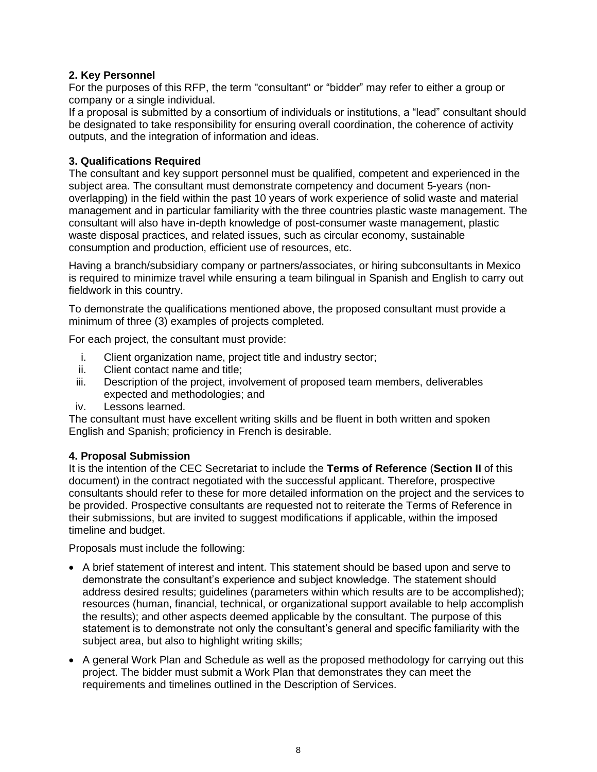**2. Key Personnel**

For the purposes of this RFP, the term "consultant" or "bidder" may refer to either a group or company or a single individual.

If a proposal is submitted by a consortium of individuals or institutions, a "lead" consultant should be designated to take responsibility for ensuring overall coordination, the coherence of activity outputs, and the integration of information and ideas.

**3. Qualifications Required**

The consultant and key support personnel must be qualified, competent and experienced in the subject area. The consultant must demonstrate competency and document 5-years (non-overlapping) in the field within the past 10 years of work experience of solid waste and material management and in particular familiarity with the three countries plastic waste management. The consultant will also have in-depth knowledge of post-consumer waste management, plastic waste disposal practices, and related issues, such as circular economy, sustainable consumption and production, efficient use of resources, etc.

Having a branch/subsidiary company or partners/associates, or hiring subconsultants in Mexico is required to minimize travel while ensuring a team bilingual in Spanish and English to carry out fieldwork in this country.

To demonstrate the qualifications mentioned above, the proposed consultant must provide a minimum of three (3) examples of projects completed.

For each project, the consultant must provide:

i. Client organization name, project title and industry sector;
ii. Client contact name and title;
iii. Description of the project, involvement of proposed team members, deliverables expected and methodologies; and
iv. Lessons learned.

The consultant must have excellent writing skills and be fluent in both written and spoken English and Spanish; proficiency in French is desirable.

**4. Proposal Submission**

It is the intention of the CEC Secretariat to include the **Terms of Reference** (**Section II** of this document) in the contract negotiated with the successful applicant. Therefore, prospective consultants should refer to these for more detailed information on the project and the services to be provided. Prospective consultants are requested not to reiterate the Terms of Reference in their submissions, but are invited to suggest modifications if applicable, within the imposed timeline and budget.

Proposals must include the following:

- A brief statement of interest and intent. This statement should be based upon and serve to demonstrate the consultant's experience and subject knowledge. The statement should address desired results; guidelines (parameters within which results are to be accomplished); resources (human, financial, technical, or organizational support available to help accomplish the results); and other aspects deemed applicable by the consultant. The purpose of this statement is to demonstrate not only the consultant's general and specific familiarity with the subject area, but also to highlight writing skills;

- A general Work Plan and Schedule as well as the proposed methodology for carrying out this project. The bidder must submit a Work Plan that demonstrates they can meet the requirements and timelines outlined in the Description of Services.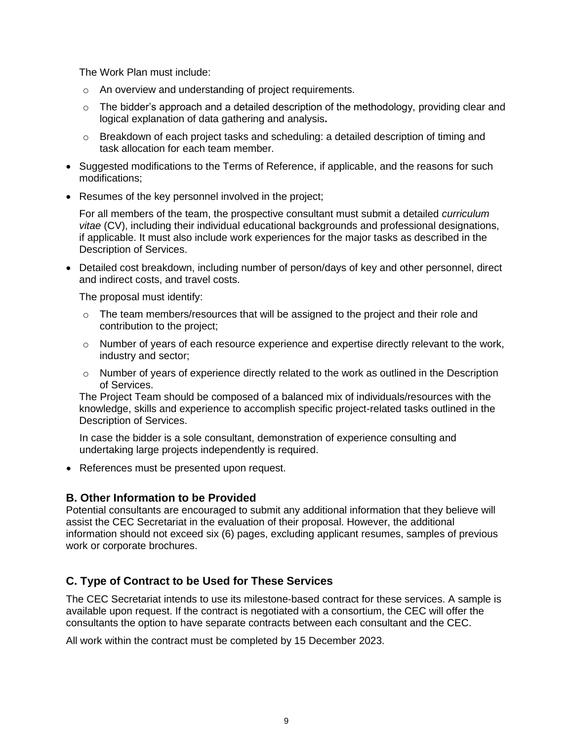The Work Plan must include:

  - An overview and understanding of project requirements.
  - The bidder's approach and a detailed description of the methodology, providing clear and logical explanation of data gathering and analysis**.**
  - Breakdown of each project tasks and scheduling: a detailed description of timing and task allocation for each team member.

- Suggested modifications to the Terms of Reference, if applicable, and the reasons for such modifications;
- Resumes of the key personnel involved in the project;

  For all members of the team, the prospective consultant must submit a detailed *curriculum vitae* (CV), including their individual educational backgrounds and professional designations, if applicable. It must also include work experiences for the major tasks as described in the Description of Services.

- Detailed cost breakdown, including number of person/days of key and other personnel, direct and indirect costs, and travel costs.

  The proposal must identify:

  - The team members/resources that will be assigned to the project and their role and contribution to the project;
  - Number of years of each resource experience and expertise directly relevant to the work, industry and sector;
  - Number of years of experience directly related to the work as outlined in the Description of Services.

  The Project Team should be composed of a balanced mix of individuals/resources with the knowledge, skills and experience to accomplish specific project-related tasks outlined in the Description of Services.

  In case the bidder is a sole consultant, demonstration of experience consulting and undertaking large projects independently is required.

- References must be presented upon request.

### B. Other Information to be Provided

Potential consultants are encouraged to submit any additional information that they believe will assist the CEC Secretariat in the evaluation of their proposal. However, the additional information should not exceed six (6) pages, excluding applicant resumes, samples of previous work or corporate brochures.

### C. Type of Contract to be Used for These Services

The CEC Secretariat intends to use its milestone-based contract for these services. A sample is available upon request. If the contract is negotiated with a consortium, the CEC will offer the consultants the option to have separate contracts between each consultant and the CEC.

All work within the contract must be completed by 15 December 2023.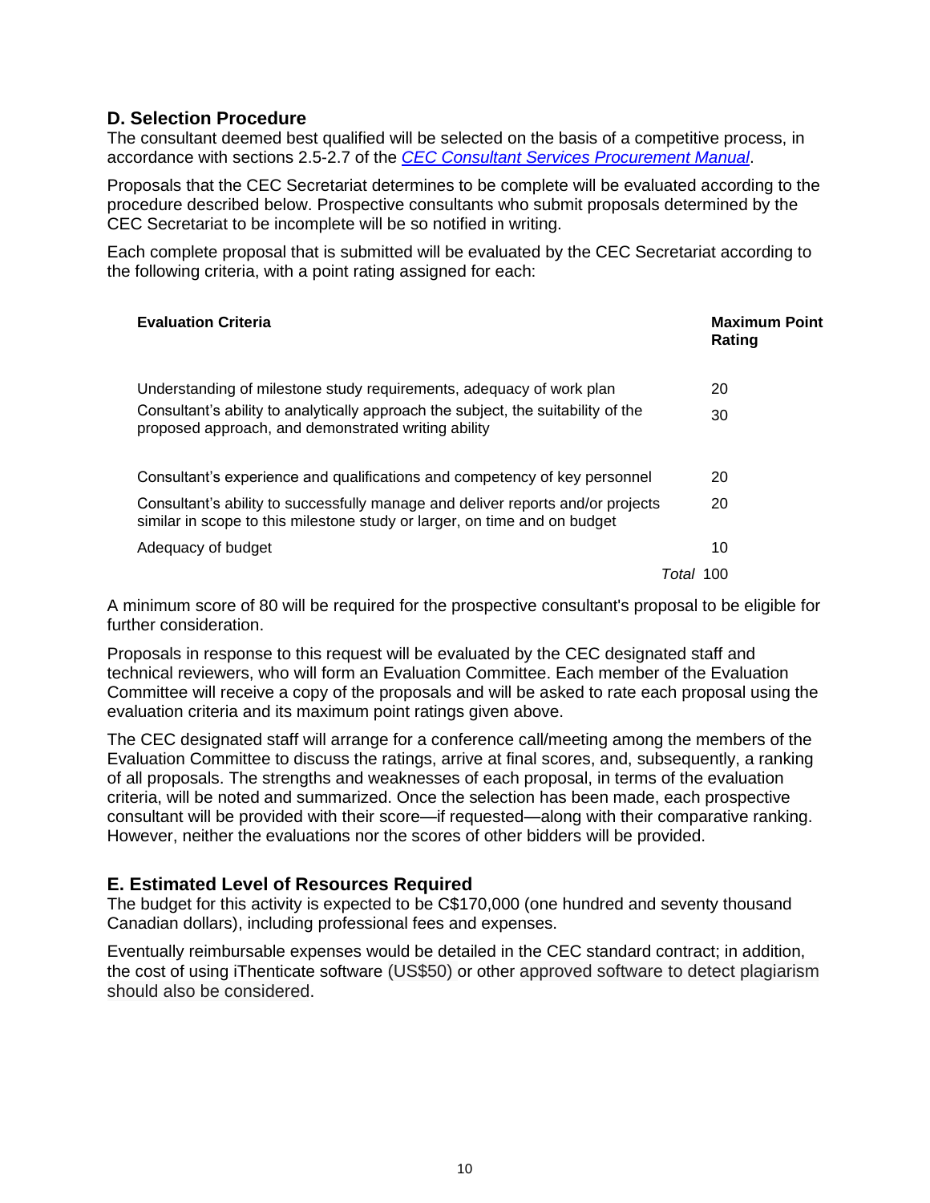## D. Selection Procedure

The consultant deemed best qualified will be selected on the basis of a competitive process, in accordance with sections 2.5-2.7 of the *CEC Consultant Services Procurement Manual*.

Proposals that the CEC Secretariat determines to be complete will be evaluated according to the procedure described below. Prospective consultants who submit proposals determined by the CEC Secretariat to be incomplete will be so notified in writing.

Each complete proposal that is submitted will be evaluated by the CEC Secretariat according to the following criteria, with a point rating assigned for each:

| Evaluation Criteria | Maximum Point Rating |
|---|---|
| Understanding of milestone study requirements, adequacy of work plan | 20 |
| Consultant's ability to analytically approach the subject, the suitability of the proposed approach, and demonstrated writing ability | 30 |
| Consultant's experience and qualifications and competency of key personnel | 20 |
| Consultant's ability to successfully manage and deliver reports and/or projects similar in scope to this milestone study or larger, on time and on budget | 20 |
| Adequacy of budget | 10 |
| *Total* | 100 |

A minimum score of 80 will be required for the prospective consultant's proposal to be eligible for further consideration.

Proposals in response to this request will be evaluated by the CEC designated staff and technical reviewers, who will form an Evaluation Committee. Each member of the Evaluation Committee will receive a copy of the proposals and will be asked to rate each proposal using the evaluation criteria and its maximum point ratings given above.

The CEC designated staff will arrange for a conference call/meeting among the members of the Evaluation Committee to discuss the ratings, arrive at final scores, and, subsequently, a ranking of all proposals. The strengths and weaknesses of each proposal, in terms of the evaluation criteria, will be noted and summarized. Once the selection has been made, each prospective consultant will be provided with their score—if requested—along with their comparative ranking. However, neither the evaluations nor the scores of other bidders will be provided.

## E. Estimated Level of Resources Required

The budget for this activity is expected to be C$170,000 (one hundred and seventy thousand Canadian dollars), including professional fees and expenses.

Eventually reimbursable expenses would be detailed in the CEC standard contract; in addition, the cost of using iThenticate software (US$50) or other approved software to detect plagiarism should also be considered.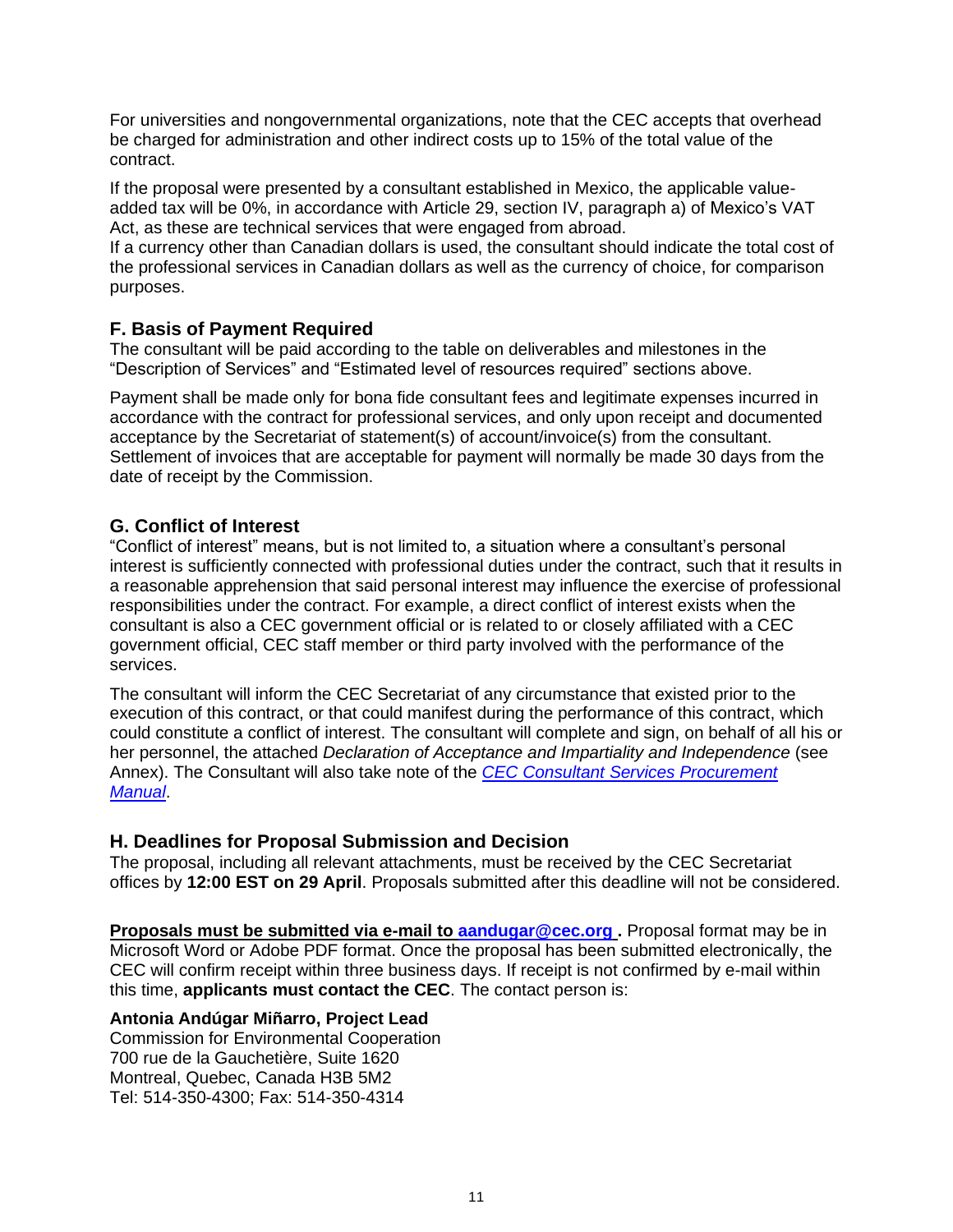For universities and nongovernmental organizations, note that the CEC accepts that overhead be charged for administration and other indirect costs up to 15% of the total value of the contract.

If the proposal were presented by a consultant established in Mexico, the applicable value-added tax will be 0%, in accordance with Article 29, section IV, paragraph a) of Mexico's VAT Act, as these are technical services that were engaged from abroad.
If a currency other than Canadian dollars is used, the consultant should indicate the total cost of the professional services in Canadian dollars as well as the currency of choice, for comparison purposes.

## F. Basis of Payment Required

The consultant will be paid according to the table on deliverables and milestones in the "Description of Services" and "Estimated level of resources required" sections above.

Payment shall be made only for bona fide consultant fees and legitimate expenses incurred in accordance with the contract for professional services, and only upon receipt and documented acceptance by the Secretariat of statement(s) of account/invoice(s) from the consultant. Settlement of invoices that are acceptable for payment will normally be made 30 days from the date of receipt by the Commission.

## G. Conflict of Interest

"Conflict of interest" means, but is not limited to, a situation where a consultant's personal interest is sufficiently connected with professional duties under the contract, such that it results in a reasonable apprehension that said personal interest may influence the exercise of professional responsibilities under the contract. For example, a direct conflict of interest exists when the consultant is also a CEC government official or is related to or closely affiliated with a CEC government official, CEC staff member or third party involved with the performance of the services.

The consultant will inform the CEC Secretariat of any circumstance that existed prior to the execution of this contract, or that could manifest during the performance of this contract, which could constitute a conflict of interest. The consultant will complete and sign, on behalf of all his or her personnel, the attached *Declaration of Acceptance and Impartiality and Independence* (see Annex). The Consultant will also take note of the *CEC Consultant Services Procurement Manual*.

## H. Deadlines for Proposal Submission and Decision

The proposal, including all relevant attachments, must be received by the CEC Secretariat offices by **12:00 EST on 29 April**. Proposals submitted after this deadline will not be considered.

**Proposals must be submitted via e-mail to aandugar@cec.org .** Proposal format may be in Microsoft Word or Adobe PDF format. Once the proposal has been submitted electronically, the CEC will confirm receipt within three business days. If receipt is not confirmed by e-mail within this time, **applicants must contact the CEC**. The contact person is:

**Antonia Andúgar Miñarro, Project Lead**
Commission for Environmental Cooperation
700 rue de la Gauchetière, Suite 1620
Montreal, Quebec, Canada H3B 5M2
Tel: 514-350-4300; Fax: 514-350-4314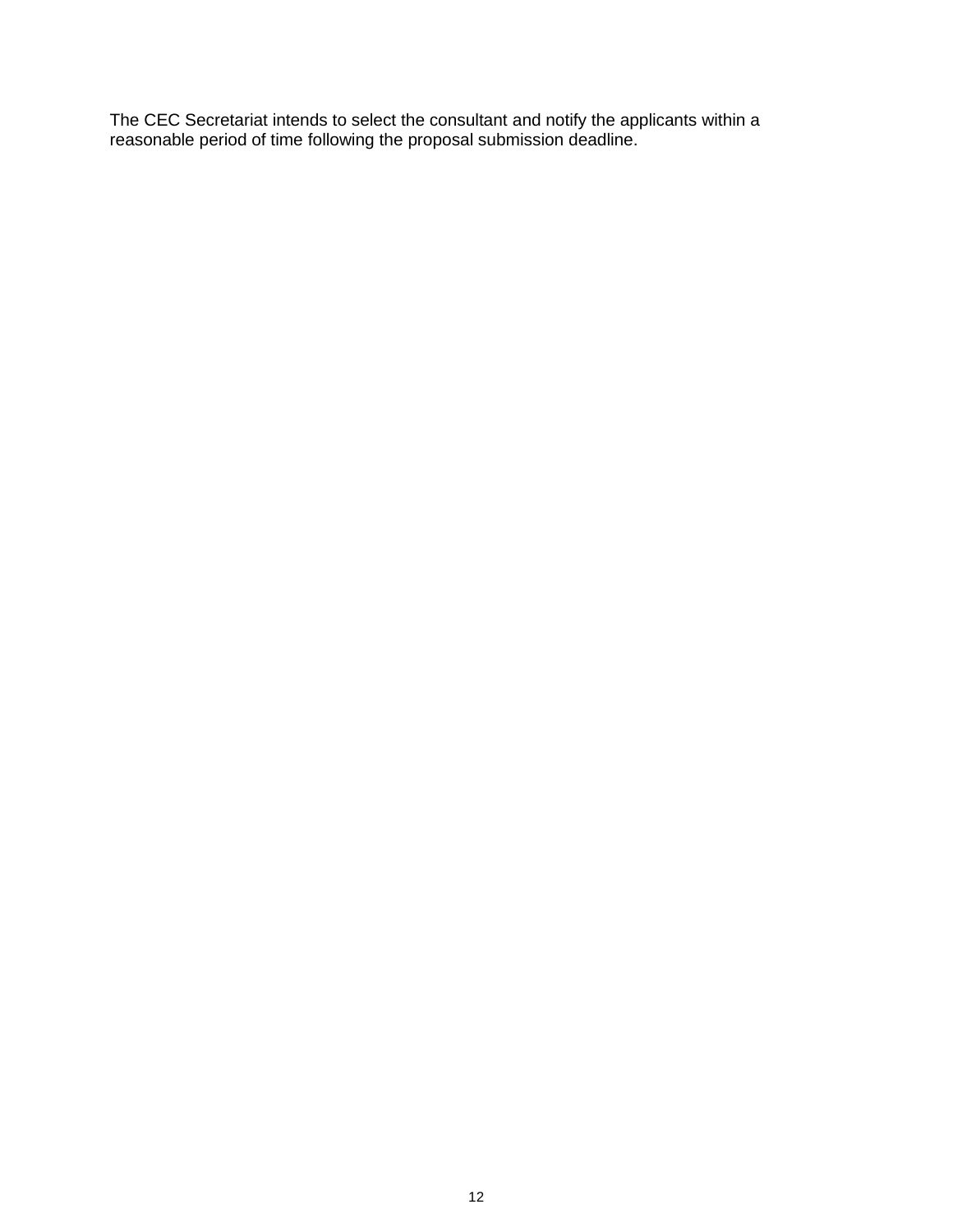The CEC Secretariat intends to select the consultant and notify the applicants within a reasonable period of time following the proposal submission deadline.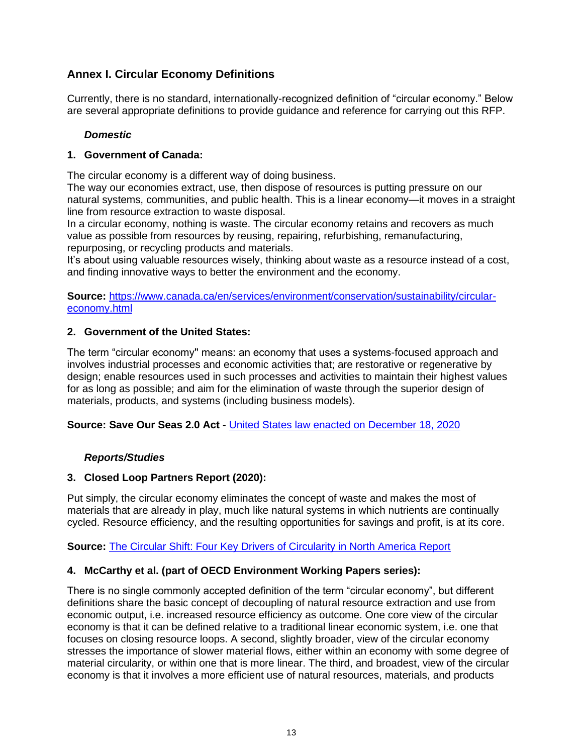## Annex I. Circular Economy Definitions

Currently, there is no standard, internationally-recognized definition of "circular economy." Below are several appropriate definitions to provide guidance and reference for carrying out this RFP.

### *Domestic*

**1. Government of Canada:**

The circular economy is a different way of doing business.
The way our economies extract, use, then dispose of resources is putting pressure on our natural systems, communities, and public health. This is a linear economy—it moves in a straight line from resource extraction to waste disposal.
In a circular economy, nothing is waste. The circular economy retains and recovers as much value as possible from resources by reusing, repairing, refurbishing, remanufacturing, repurposing, or recycling products and materials.
It's about using valuable resources wisely, thinking about waste as a resource instead of a cost, and finding innovative ways to better the environment and the economy.

**Source:** [https://www.canada.ca/en/services/environment/conservation/sustainability/circular-economy.html](https://www.canada.ca/en/services/environment/conservation/sustainability/circular-economy.html)

**2. Government of the United States:**

The term "circular economy" means: an economy that uses a systems-focused approach and involves industrial processes and economic activities that; are restorative or regenerative by design; enable resources used in such processes and activities to maintain their highest values for as long as possible; and aim for the elimination of waste through the superior design of materials, products, and systems (including business models).

**Source: Save Our Seas 2.0 Act -** United States law enacted on December 18, 2020

### *Reports/Studies*

**3. Closed Loop Partners Report (2020):**

Put simply, the circular economy eliminates the concept of waste and makes the most of materials that are already in play, much like natural systems in which nutrients are continually cycled. Resource efficiency, and the resulting opportunities for savings and profit, is at its core.

**Source:** The Circular Shift: Four Key Drivers of Circularity in North America Report

**4. McCarthy et al. (part of OECD Environment Working Papers series):**

There is no single commonly accepted definition of the term "circular economy", but different definitions share the basic concept of decoupling of natural resource extraction and use from economic output, i.e. increased resource efficiency as outcome. One core view of the circular economy is that it can be defined relative to a traditional linear economic system, i.e. one that focuses on closing resource loops. A second, slightly broader, view of the circular economy stresses the importance of slower material flows, either within an economy with some degree of material circularity, or within one that is more linear. The third, and broadest, view of the circular economy is that it involves a more efficient use of natural resources, materials, and products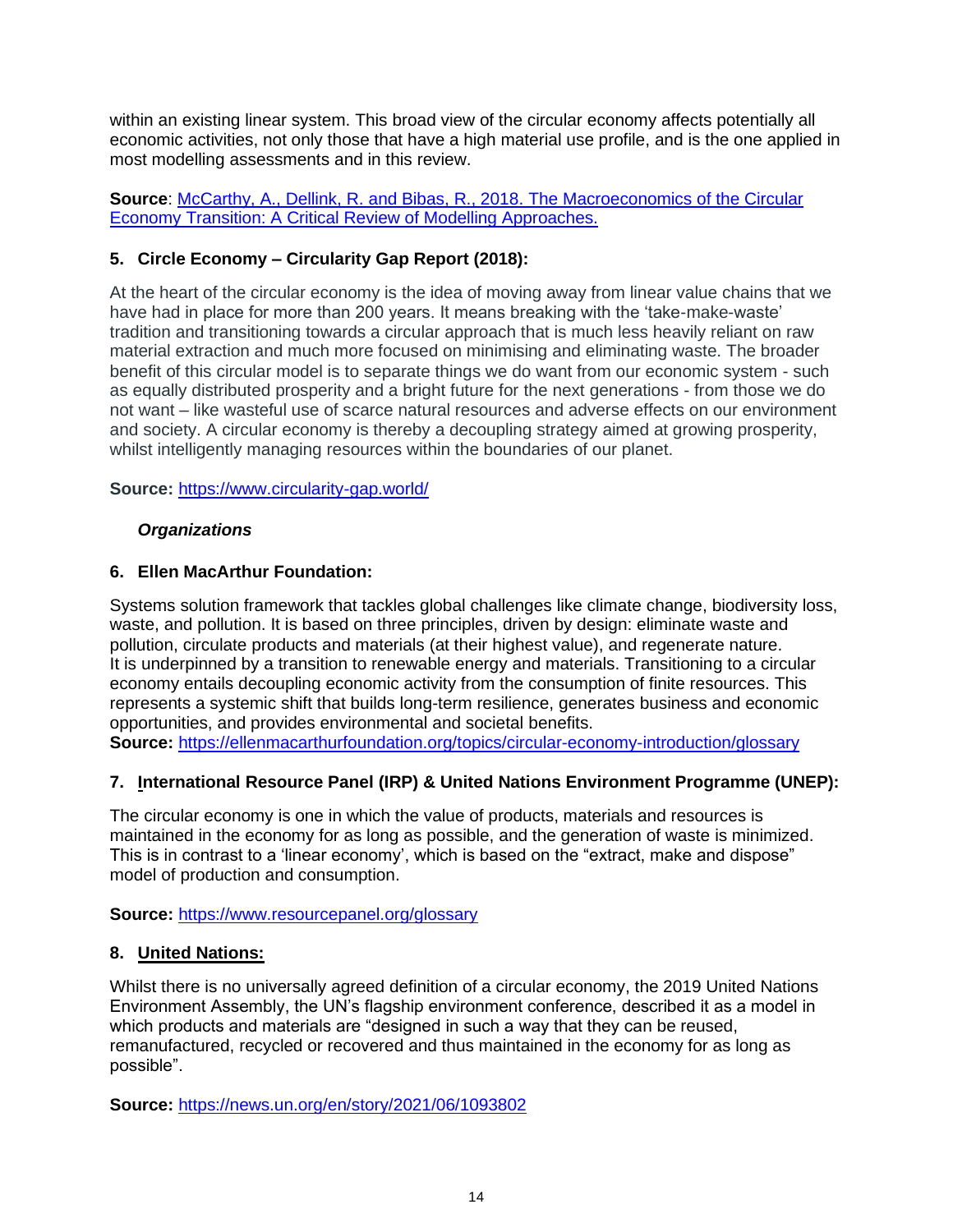within an existing linear system. This broad view of the circular economy affects potentially all economic activities, not only those that have a high material use profile, and is the one applied in most modelling assessments and in this review.

**Source**: [McCarthy, A., Dellink, R. and Bibas, R., 2018. The Macroeconomics of the Circular Economy Transition: A Critical Review of Modelling Approaches.]()

### 5. Circle Economy – Circularity Gap Report (2018):

At the heart of the circular economy is the idea of moving away from linear value chains that we have had in place for more than 200 years. It means breaking with the 'take-make-waste' tradition and transitioning towards a circular approach that is much less heavily reliant on raw material extraction and much more focused on minimising and eliminating waste. The broader benefit of this circular model is to separate things we do want from our economic system - such as equally distributed prosperity and a bright future for the next generations - from those we do not want – like wasteful use of scarce natural resources and adverse effects on our environment and society. A circular economy is thereby a decoupling strategy aimed at growing prosperity, whilst intelligently managing resources within the boundaries of our planet.

**Source:** [https://www.circularity-gap.world/](https://www.circularity-gap.world/)

***Organizations***

### 6. Ellen MacArthur Foundation:

Systems solution framework that tackles global challenges like climate change, biodiversity loss, waste, and pollution. It is based on three principles, driven by design: eliminate waste and pollution, circulate products and materials (at their highest value), and regenerate nature. It is underpinned by a transition to renewable energy and materials. Transitioning to a circular economy entails decoupling economic activity from the consumption of finite resources. This represents a systemic shift that builds long-term resilience, generates business and economic opportunities, and provides environmental and societal benefits.
**Source:** [https://ellenmacarthurfoundation.org/topics/circular-economy-introduction/glossary](https://ellenmacarthurfoundation.org/topics/circular-economy-introduction/glossary)

### 7. International Resource Panel (IRP) & United Nations Environment Programme (UNEP):

The circular economy is one in which the value of products, materials and resources is maintained in the economy for as long as possible, and the generation of waste is minimized. This is in contrast to a 'linear economy', which is based on the "extract, make and dispose" model of production and consumption.

**Source:** [https://www.resourcepanel.org/glossary](https://www.resourcepanel.org/glossary)

### 8. United Nations:

Whilst there is no universally agreed definition of a circular economy, the 2019 United Nations Environment Assembly, the UN's flagship environment conference, described it as a model in which products and materials are "designed in such a way that they can be reused, remanufactured, recycled or recovered and thus maintained in the economy for as long as possible".

**Source:** [https://news.un.org/en/story/2021/06/1093802](https://news.un.org/en/story/2021/06/1093802)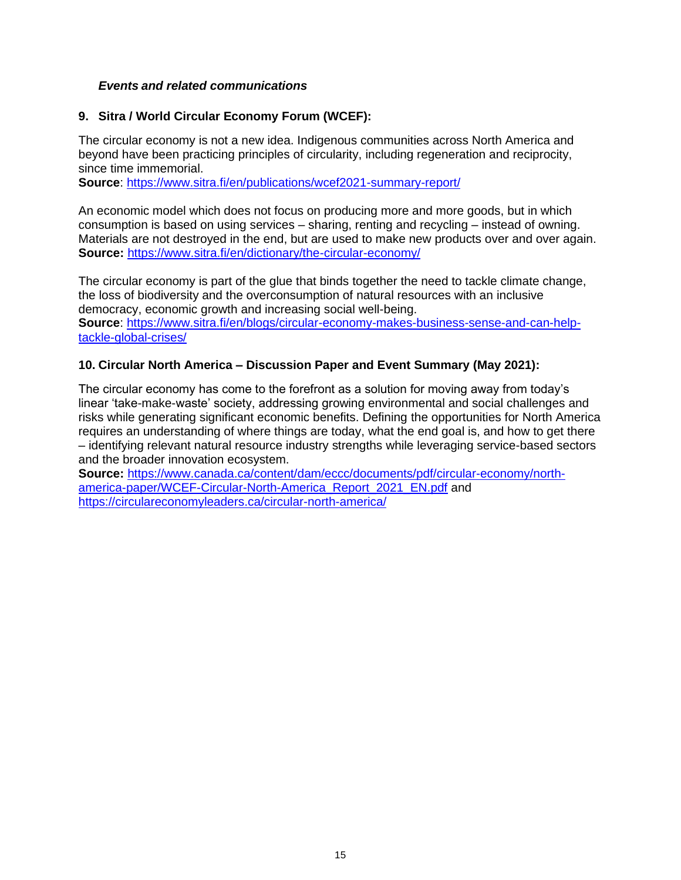### *Events and related communications*

**9. Sitra / World Circular Economy Forum (WCEF):**

The circular economy is not a new idea. Indigenous communities across North America and beyond have been practicing principles of circularity, including regeneration and reciprocity, since time immemorial.
**Source**: https://www.sitra.fi/en/publications/wcef2021-summary-report/

An economic model which does not focus on producing more and more goods, but in which consumption is based on using services – sharing, renting and recycling – instead of owning. Materials are not destroyed in the end, but are used to make new products over and over again.
**Source:** https://www.sitra.fi/en/dictionary/the-circular-economy/

The circular economy is part of the glue that binds together the need to tackle climate change, the loss of biodiversity and the overconsumption of natural resources with an inclusive democracy, economic growth and increasing social well-being.
**Source**: https://www.sitra.fi/en/blogs/circular-economy-makes-business-sense-and-can-help-tackle-global-crises/

**10. Circular North America – Discussion Paper and Event Summary (May 2021):**

The circular economy has come to the forefront as a solution for moving away from today's linear 'take-make-waste' society, addressing growing environmental and social challenges and risks while generating significant economic benefits. Defining the opportunities for North America requires an understanding of where things are today, what the end goal is, and how to get there – identifying relevant natural resource industry strengths while leveraging service-based sectors and the broader innovation ecosystem.
**Source:** https://www.canada.ca/content/dam/eccc/documents/pdf/circular-economy/north-america-paper/WCEF-Circular-North-America_Report_2021_EN.pdf and https://circulareconomyleaders.ca/circular-north-america/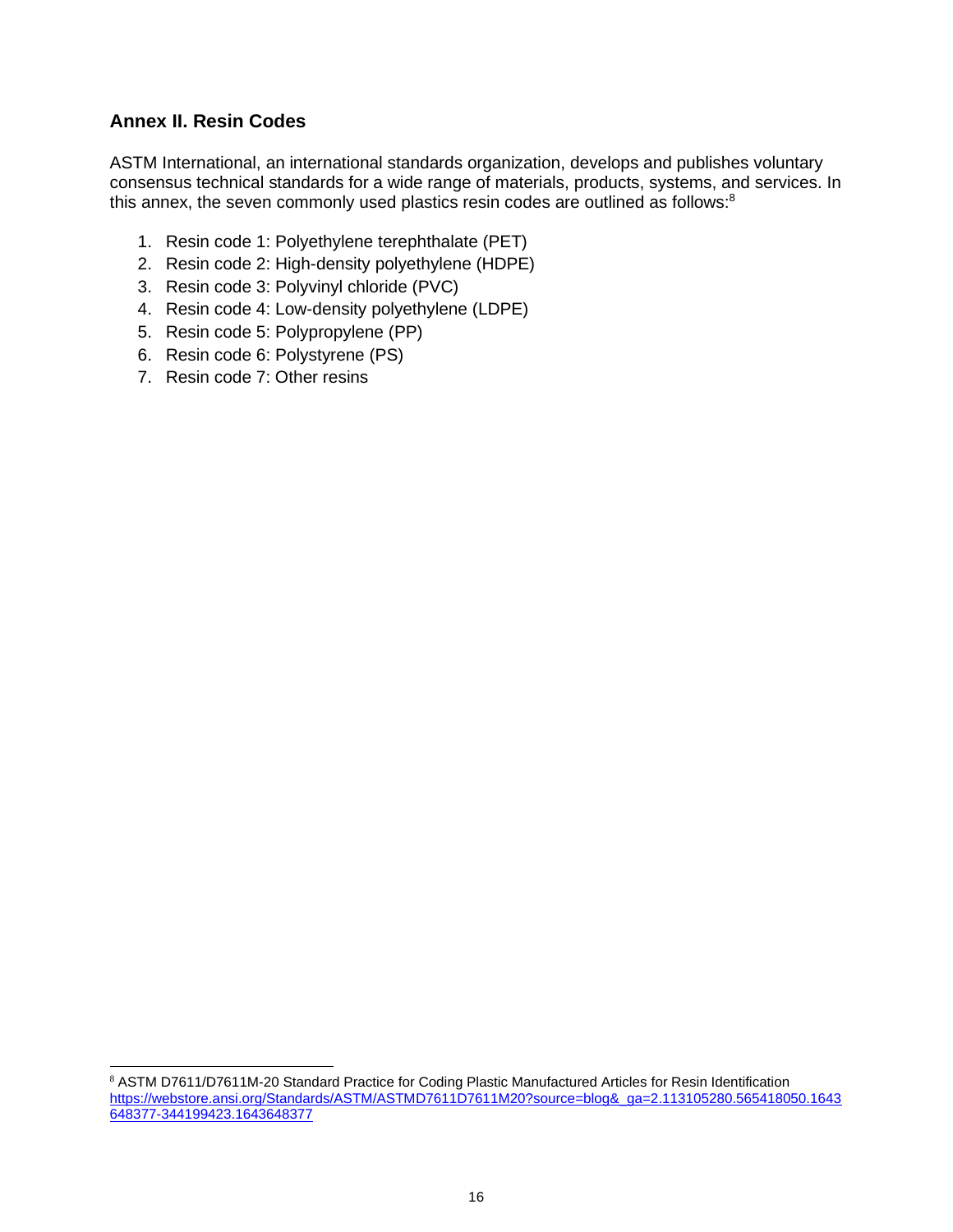## Annex II. Resin Codes

ASTM International, an international standards organization, develops and publishes voluntary consensus technical standards for a wide range of materials, products, systems, and services. In this annex, the seven commonly used plastics resin codes are outlined as follows:[8]

1. Resin code 1: Polyethylene terephthalate (PET)
2. Resin code 2: High-density polyethylene (HDPE)
3. Resin code 3: Polyvinyl chloride (PVC)
4. Resin code 4: Low-density polyethylene (LDPE)
5. Resin code 5: Polypropylene (PP)
6. Resin code 6: Polystyrene (PS)
7. Resin code 7: Other resins

---

[8] ASTM D7611/D7611M-20 Standard Practice for Coding Plastic Manufactured Articles for Resin Identification https://webstore.ansi.org/Standards/ASTM/ASTMD7611D7611M20?source=blog&_ga=2.113105280.565418050.1643648377-344199423.1643648377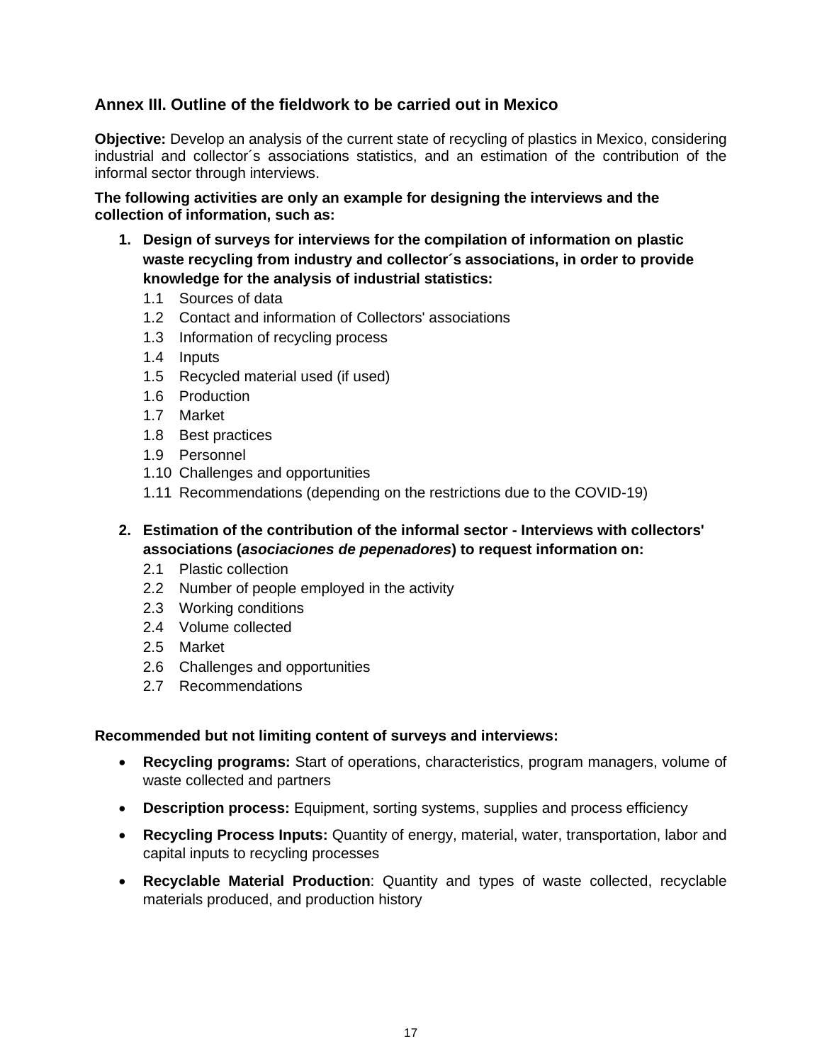## Annex III. Outline of the fieldwork to be carried out in Mexico

**Objective:** Develop an analysis of the current state of recycling of plastics in Mexico, considering industrial and collector´s associations statistics, and an estimation of the contribution of the informal sector through interviews.

**The following activities are only an example for designing the interviews and the collection of information, such as:**

1. **Design of surveys for interviews for the compilation of information on plastic waste recycling from industry and collector´s associations, in order to provide knowledge for the analysis of industrial statistics:**
   - 1.1 Sources of data
   - 1.2 Contact and information of Collectors' associations
   - 1.3 Information of recycling process
   - 1.4 Inputs
   - 1.5 Recycled material used (if used)
   - 1.6 Production
   - 1.7 Market
   - 1.8 Best practices
   - 1.9 Personnel
   - 1.10 Challenges and opportunities
   - 1.11 Recommendations (depending on the restrictions due to the COVID-19)

2. **Estimation of the contribution of the informal sector - Interviews with collectors' associations (*asociaciones de pepenadores*) to request information on:**
   - 2.1 Plastic collection
   - 2.2 Number of people employed in the activity
   - 2.3 Working conditions
   - 2.4 Volume collected
   - 2.5 Market
   - 2.6 Challenges and opportunities
   - 2.7 Recommendations

**Recommended but not limiting content of surveys and interviews:**

- **Recycling programs:** Start of operations, characteristics, program managers, volume of waste collected and partners
- **Description process:** Equipment, sorting systems, supplies and process efficiency
- **Recycling Process Inputs:** Quantity of energy, material, water, transportation, labor and capital inputs to recycling processes
- **Recyclable Material Production**: Quantity and types of waste collected, recyclable materials produced, and production history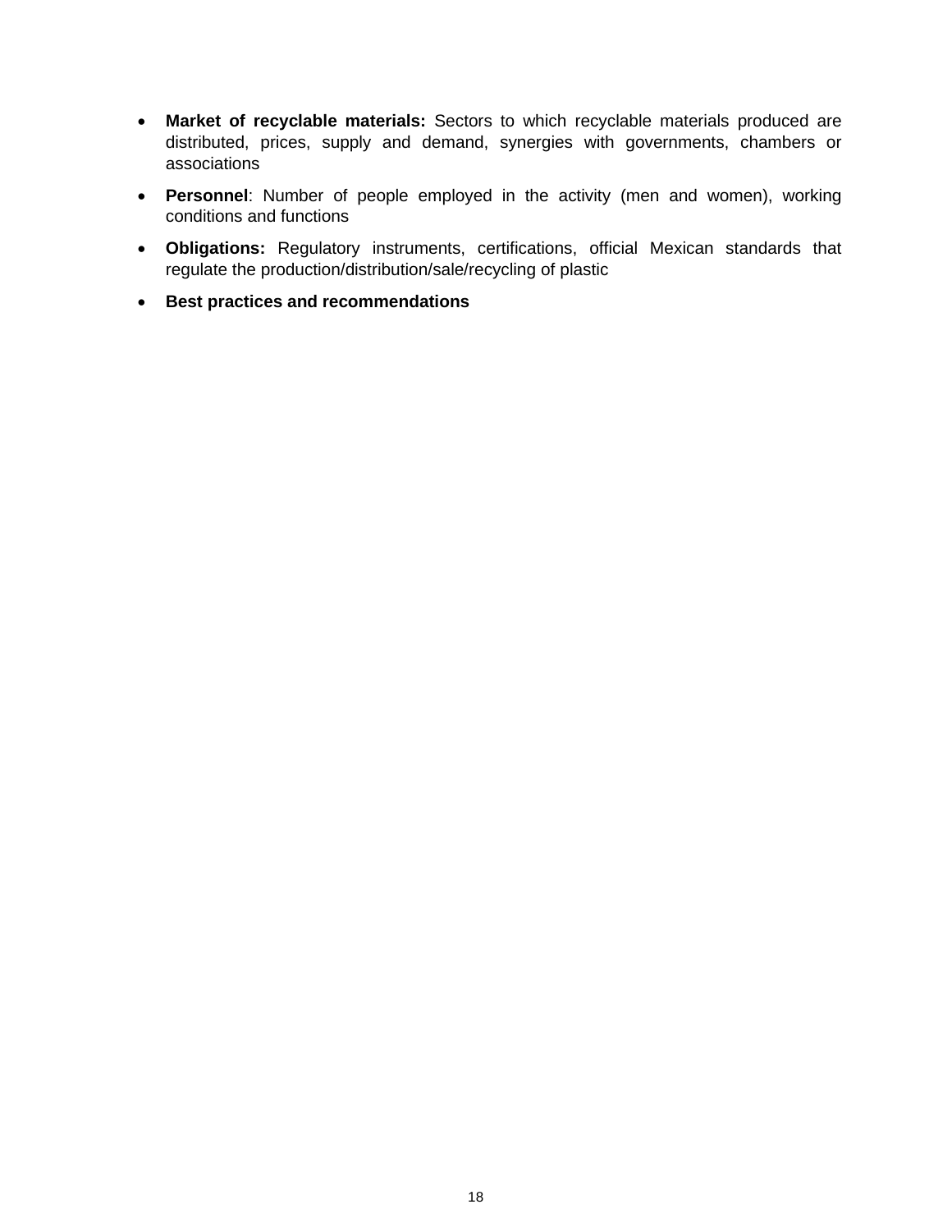- **Market of recyclable materials:** Sectors to which recyclable materials produced are distributed, prices, supply and demand, synergies with governments, chambers or associations
- **Personnel**: Number of people employed in the activity (men and women), working conditions and functions
- **Obligations:** Regulatory instruments, certifications, official Mexican standards that regulate the production/distribution/sale/recycling of plastic
- **Best practices and recommendations**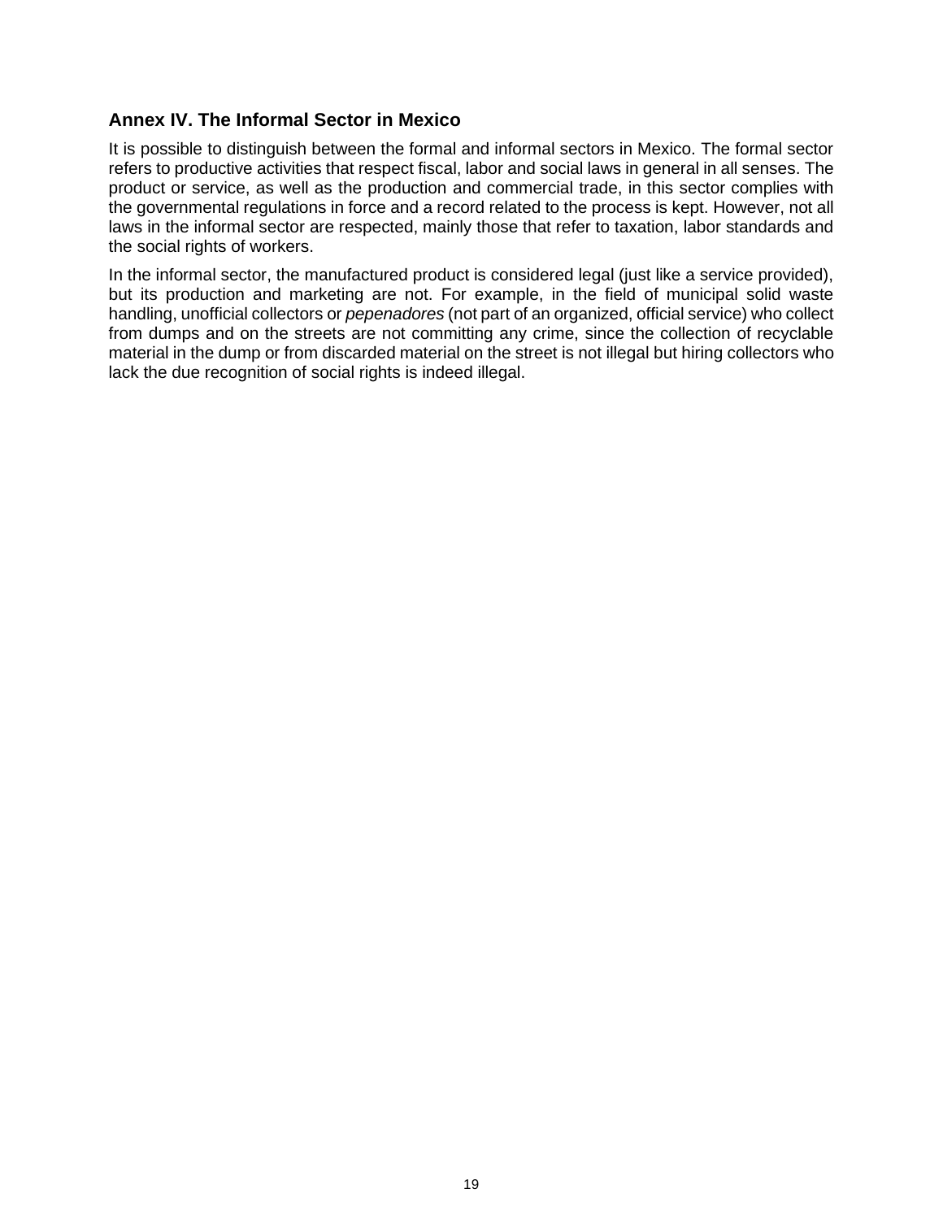## Annex IV. The Informal Sector in Mexico

It is possible to distinguish between the formal and informal sectors in Mexico. The formal sector refers to productive activities that respect fiscal, labor and social laws in general in all senses. The product or service, as well as the production and commercial trade, in this sector complies with the governmental regulations in force and a record related to the process is kept. However, not all laws in the informal sector are respected, mainly those that refer to taxation, labor standards and the social rights of workers.

In the informal sector, the manufactured product is considered legal (just like a service provided), but its production and marketing are not. For example, in the field of municipal solid waste handling, unofficial collectors or *pepenadores* (not part of an organized, official service) who collect from dumps and on the streets are not committing any crime, since the collection of recyclable material in the dump or from discarded material on the street is not illegal but hiring collectors who lack the due recognition of social rights is indeed illegal.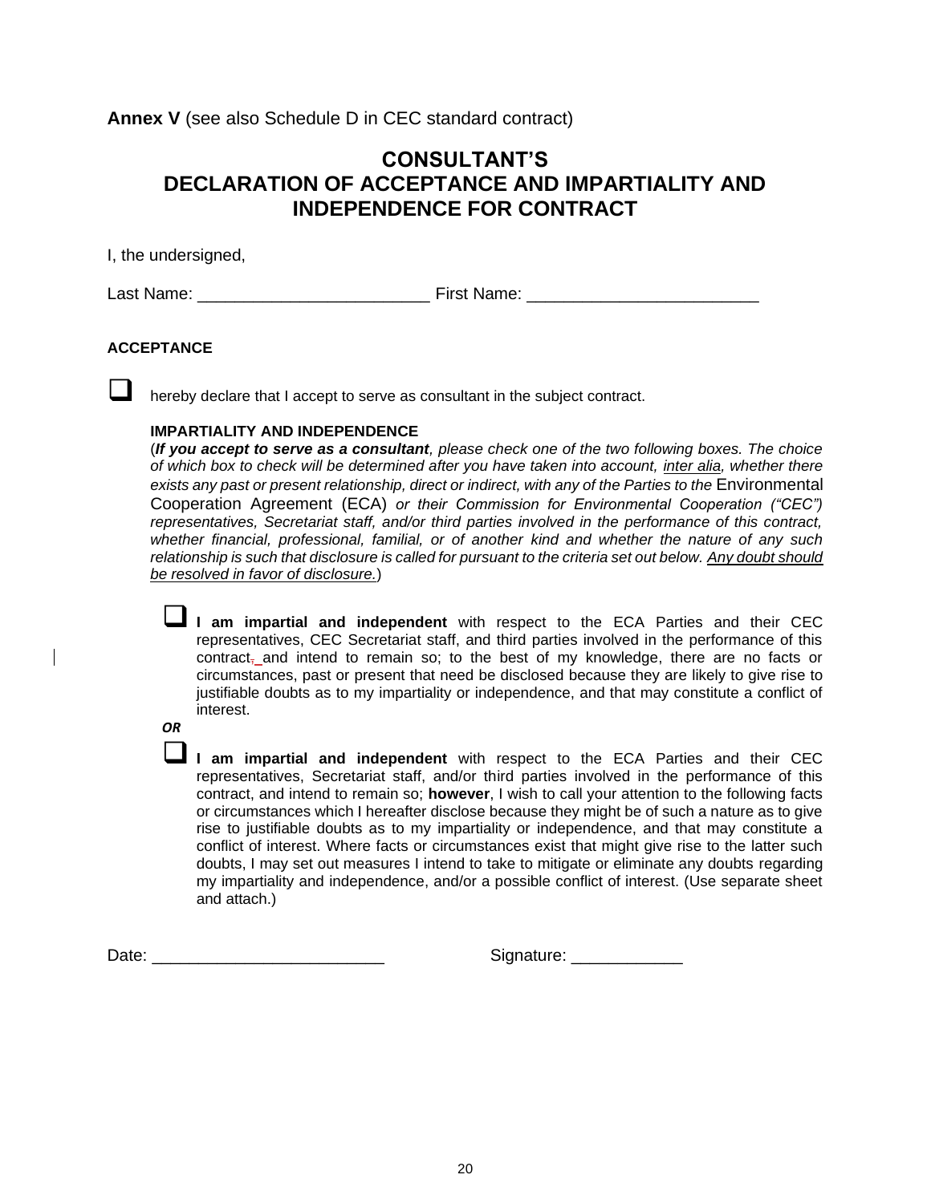**Annex V** (see also Schedule D in CEC standard contract)

# CONSULTANT'S DECLARATION OF ACCEPTANCE AND IMPARTIALITY AND INDEPENDENCE FOR CONTRACT

I, the undersigned,

Last Name: ________________________ First Name: ________________________

**ACCEPTANCE**

☐ hereby declare that I accept to serve as consultant in the subject contract.

**IMPARTIALITY AND INDEPENDENCE**

(***If you accept to serve as a consultant**, please check one of the two following boxes. The choice of which box to check will be determined after you have taken into account, inter alia, whether there exists any past or present relationship, direct or indirect, with any of the Parties to the* Environmental Cooperation Agreement (ECA) *or their Commission for Environmental Cooperation ("CEC") representatives, Secretariat staff, and/or third parties involved in the performance of this contract, whether financial, professional, familial, or of another kind and whether the nature of any such relationship is such that disclosure is called for pursuant to the criteria set out below. Any doubt should be resolved in favor of disclosure.*)

☐ **I am impartial and independent** with respect to the ECA Parties and their CEC representatives, CEC Secretariat staff, and third parties involved in the performance of this contract, and intend to remain so; to the best of my knowledge, there are no facts or circumstances, past or present that need be disclosed because they are likely to give rise to justifiable doubts as to my impartiality or independence, and that may constitute a conflict of interest.

***OR***

☐ **I am impartial and independent** with respect to the ECA Parties and their CEC representatives, Secretariat staff, and/or third parties involved in the performance of this contract, and intend to remain so; **however**, I wish to call your attention to the following facts or circumstances which I hereafter disclose because they might be of such a nature as to give rise to justifiable doubts as to my impartiality or independence, and that may constitute a conflict of interest. Where facts or circumstances exist that might give rise to the latter such doubts, I may set out measures I intend to take to mitigate or eliminate any doubts regarding my impartiality and independence, and/or a possible conflict of interest. (Use separate sheet and attach.)

Date: ________________________ Signature: ____________